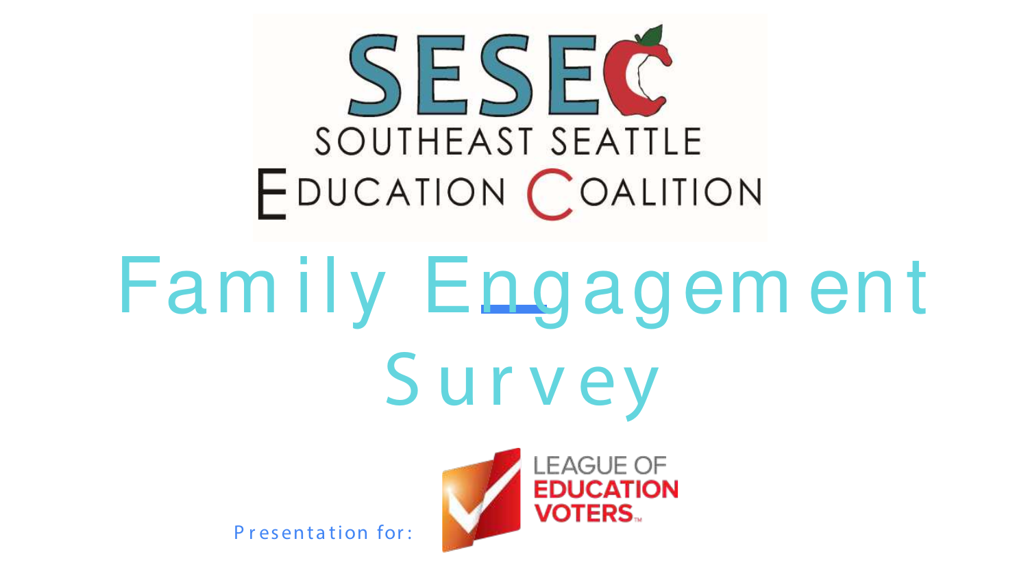SESEC

SOUTHEAST SEATTLE EDUCATION COALITION

# Family Engagement Survey

Presentation for:

LEAGUE OF EDUCATION VOTERS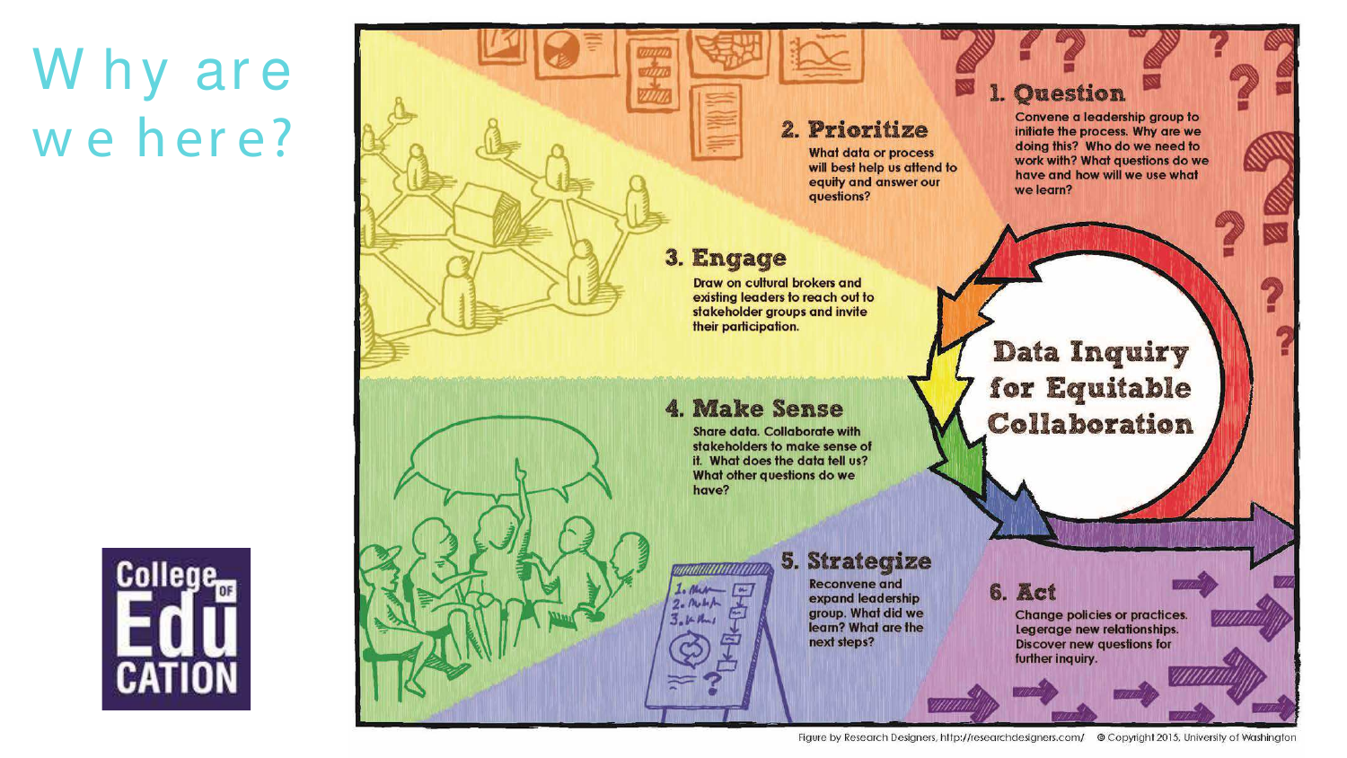# Why are we here?

## Data Inquiry for Equitable Collaboration

### 1. Question

Convene a leadership group to initiate the process. Why are we doing this? Who do we need to work with? What questions do we have and how will we use what we learn?

### 2. Prioritize

What data or process will best help us attend to equity and answer our questions?

### 3. Engage

Draw on cultural brokers and existing leaders to reach out to stakeholder groups and invite their participation.

### 4. Make Sense

Share data. Collaborate with stakeholders to make sense of it. What does the data tell us? What other questions do we have?

### 5. Strategize

Reconvene and expand leadership group. What did we learn? What are the next steps?

### 6. Act

Change policies or practices. Legerage new relationships. Discover new questions for further inquiry.

Figure by Research Designers, http://researchdesigners.com/ © Copyright 2015, University of Washington

College of Education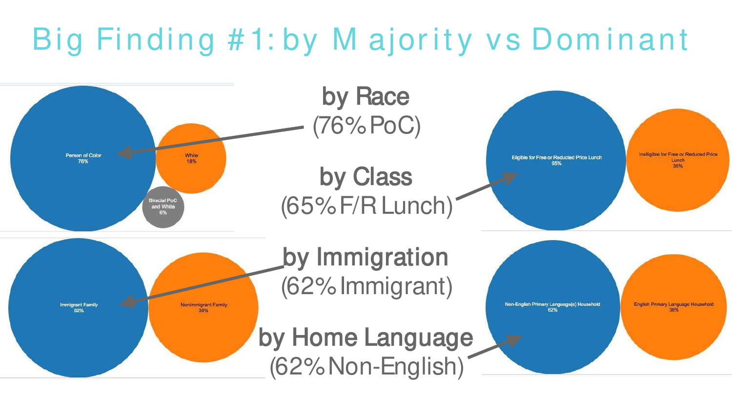# Big Finding #1: by Majority vs Dominant

Person of Color 76%

White 18%

Biracial PoC and White 6%

**by Race**
(76% PoC)

Eligible for Free or Reduced Price Lunch 65%

Ineligible for Free or Reduced Price Lunch 35%

**by Class**
(65% F/R Lunch)

Immigrant Family 62%

Nonimmigrant Family 38%

**by Immigration**
(62% Immigrant)

Non-English Primary Language(s) Household 62%

English Primary Language Household 38%

**by Home Language**
(62% Non-English)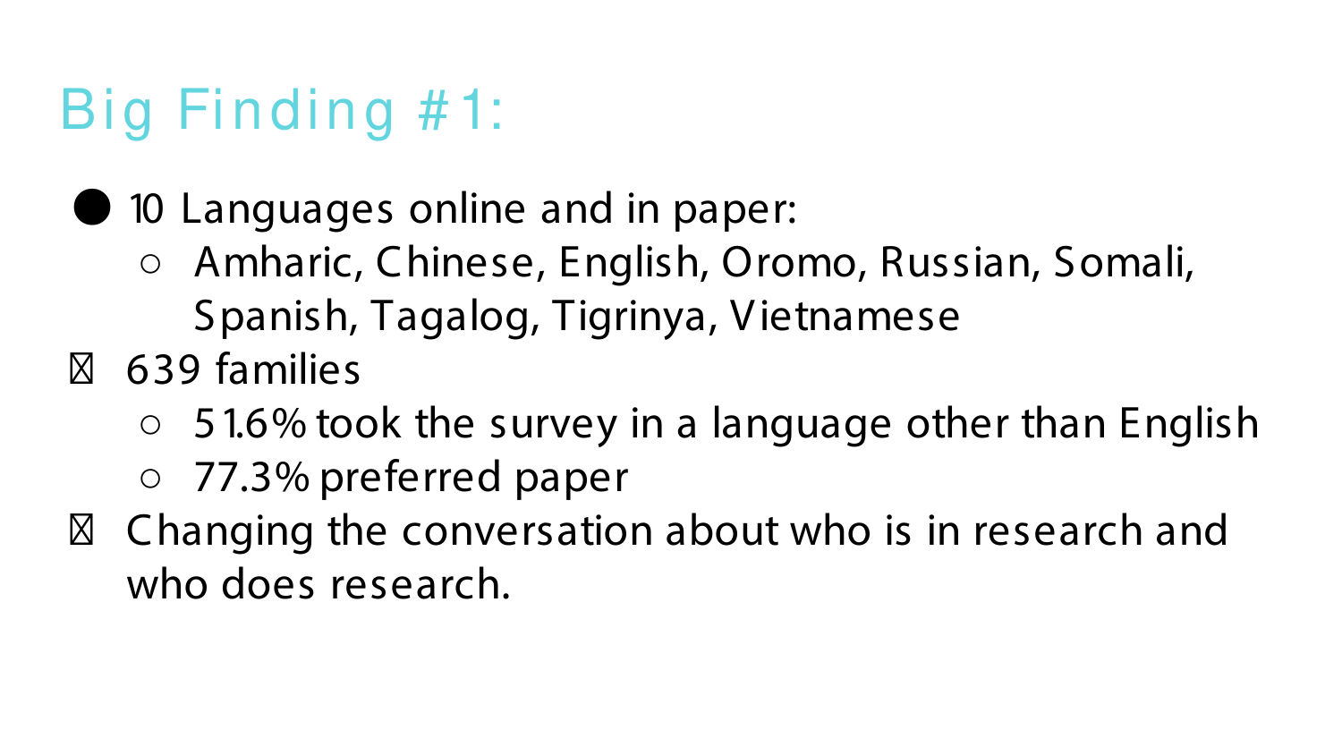# Big Finding #1:

- 10 Languages online and in paper:
  - Amharic, Chinese, English, Oromo, Russian, Somali, Spanish, Tagalog, Tigrinya, Vietnamese
- 639 families
  - 51.6% took the survey in a language other than English
  - 77.3% preferred paper
- Changing the conversation about who is in research and who does research.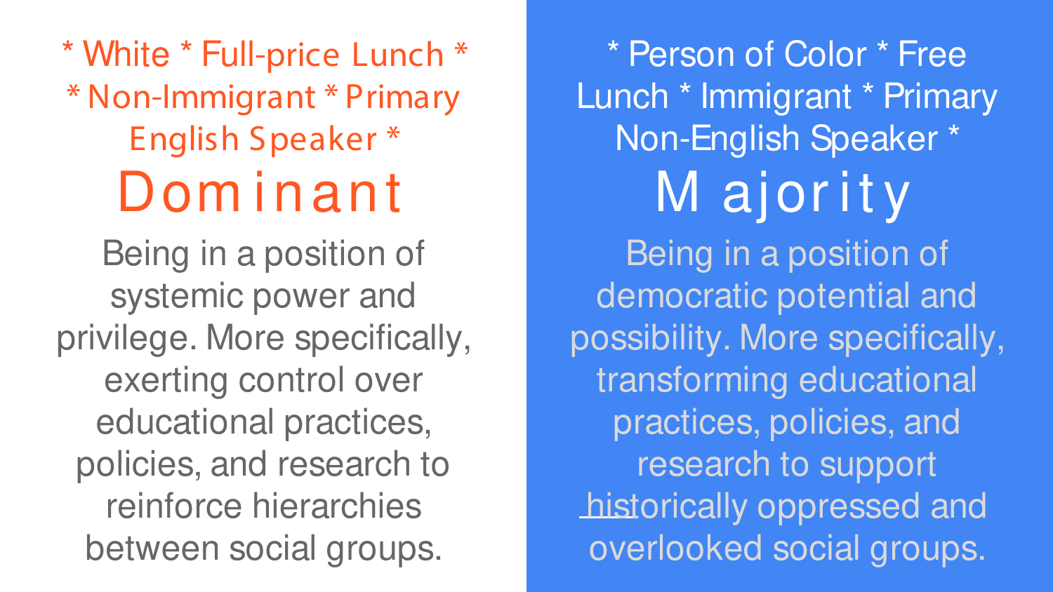* White * Full-price Lunch * * Non-Immigrant * Primary English Speaker *

## Dominant

Being in a position of systemic power and privilege. More specifically, exerting control over educational practices, policies, and research to reinforce hierarchies between social groups.

* Person of Color * Free Lunch * Immigrant * Primary Non-English Speaker *

## Majority

Being in a position of democratic potential and possibility. More specifically, transforming educational practices, policies, and research to support historically oppressed and overlooked social groups.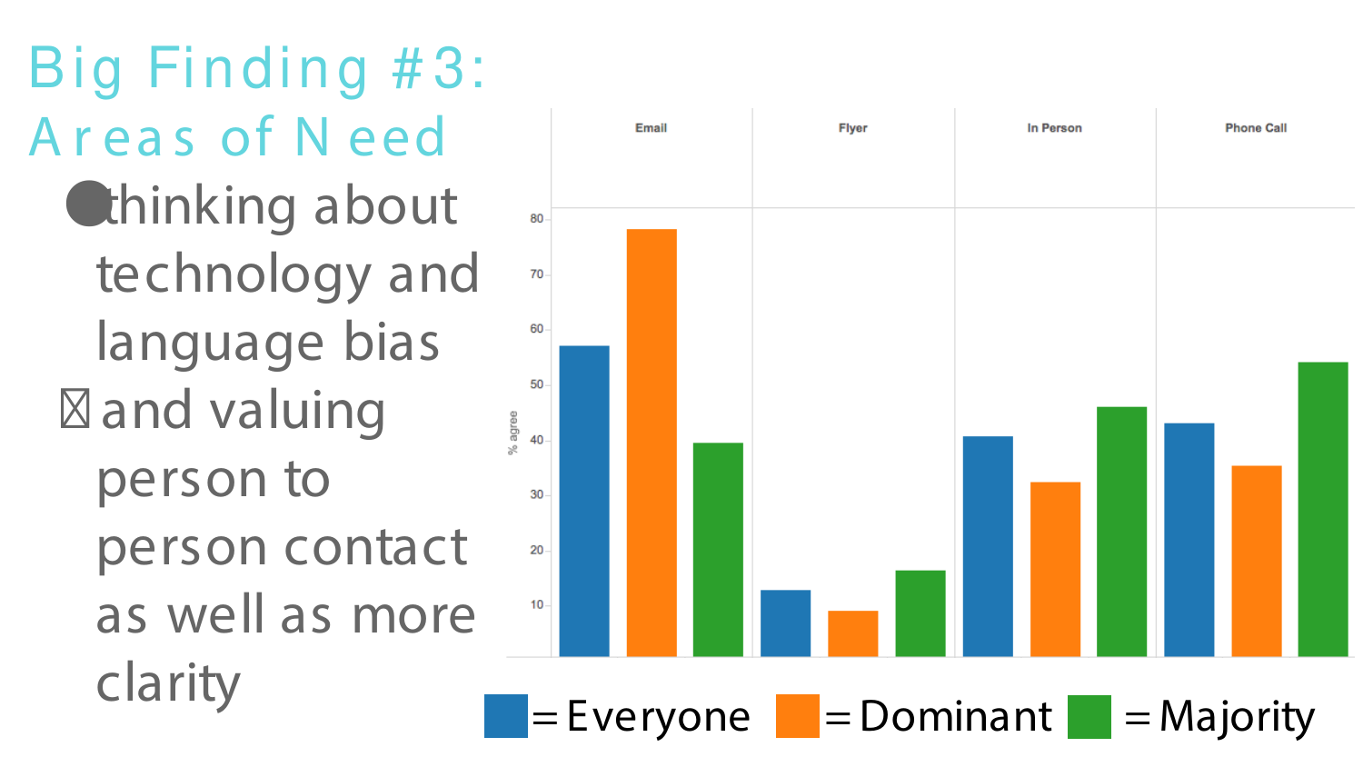# Big Finding #3: Areas of Need

- thinking about technology and language bias
- and valuing person to person contact as well as more clarity

Email
Flyer
In Person
Phone Call

% agree

80
70
60
50
40
30
20
10

= Everyone = Dominant = Majority